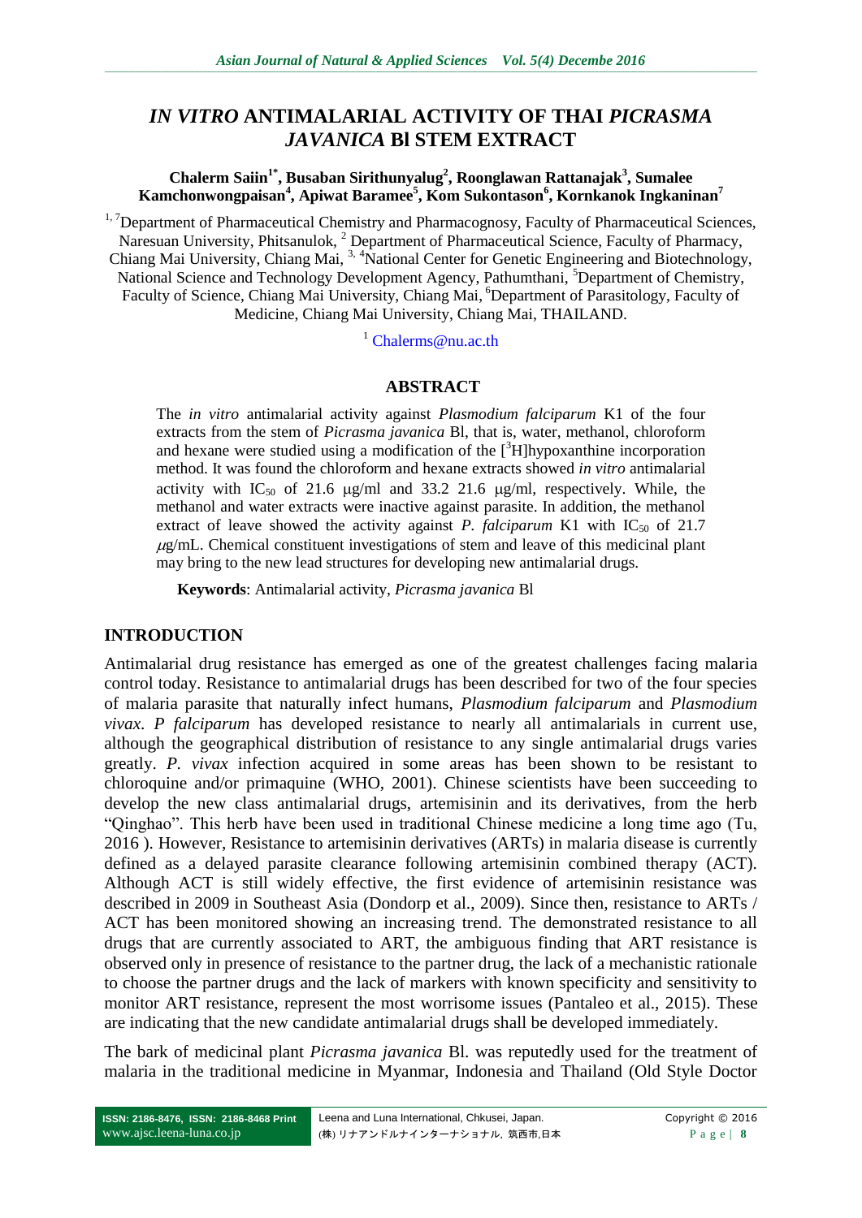# *IN VITRO* ANTIMALARIAL ACTIVITY OF THAI *PICRASMA JAVANICA* Bl STEM EXTRACT

**Chalerm Saiin[1*], Busaban Sirithunyalug[2], Roonglawan Rattanajak[3], Sumalee Kamchonwongpaisan[4], Apiwat Baramee[5], Kom Sukontason[6], Kornkanok Ingkaninan[7]**

[1, 7]Department of Pharmaceutical Chemistry and Pharmacognosy, Faculty of Pharmaceutical Sciences, Naresuan University, Phitsanulok, [2] Department of Pharmaceutical Science, Faculty of Pharmacy, Chiang Mai University, Chiang Mai, [3, 4]National Center for Genetic Engineering and Biotechnology, National Science and Technology Development Agency, Pathumthani, [5]Department of Chemistry, Faculty of Science, Chiang Mai University, Chiang Mai, [6]Department of Parasitology, Faculty of Medicine, Chiang Mai University, Chiang Mai, THAILAND.

[1] Chalerms@nu.ac.th

## ABSTRACT

The *in vitro* antimalarial activity against *Plasmodium falciparum* K1 of the four extracts from the stem of *Picrasma javanica* Bl, that is, water, methanol, chloroform and hexane were studied using a modification of the [$^3$H]hypoxanthine incorporation method. It was found the chloroform and hexane extracts showed *in vitro* antimalarial activity with $IC_{50}$ of 21.6 μg/ml and 33.2 21.6 μg/ml, respectively. While, the methanol and water extracts were inactive against parasite. In addition, the methanol extract of leave showed the activity against *P. falciparum* K1 with $IC_{50}$ of 21.7 μg/mL. Chemical constituent investigations of stem and leave of this medicinal plant may bring to the new lead structures for developing new antimalarial drugs.

**Keywords**: Antimalarial activity, *Picrasma javanica* Bl

## INTRODUCTION

Antimalarial drug resistance has emerged as one of the greatest challenges facing malaria control today. Resistance to antimalarial drugs has been described for two of the four species of malaria parasite that naturally infect humans, *Plasmodium falciparum* and *Plasmodium vivax*. *P falciparum* has developed resistance to nearly all antimalarials in current use, although the geographical distribution of resistance to any single antimalarial drugs varies greatly. *P. vivax* infection acquired in some areas has been shown to be resistant to chloroquine and/or primaquine (WHO, 2001). Chinese scientists have been succeeding to develop the new class antimalarial drugs, artemisinin and its derivatives, from the herb "Qinghao". This herb have been used in traditional Chinese medicine a long time ago (Tu, 2016 ). However, Resistance to artemisinin derivatives (ARTs) in malaria disease is currently defined as a delayed parasite clearance following artemisinin combined therapy (ACT). Although ACT is still widely effective, the first evidence of artemisinin resistance was described in 2009 in Southeast Asia (Dondorp et al., 2009). Since then, resistance to ARTs / ACT has been monitored showing an increasing trend. The demonstrated resistance to all drugs that are currently associated to ART, the ambiguous finding that ART resistance is observed only in presence of resistance to the partner drug, the lack of a mechanistic rationale to choose the partner drugs and the lack of markers with known specificity and sensitivity to monitor ART resistance, represent the most worrisome issues (Pantaleo et al., 2015). These are indicating that the new candidate antimalarial drugs shall be developed immediately.

The bark of medicinal plant *Picrasma javanica* Bl. was reputedly used for the treatment of malaria in the traditional medicine in Myanmar, Indonesia and Thailand (Old Style Doctor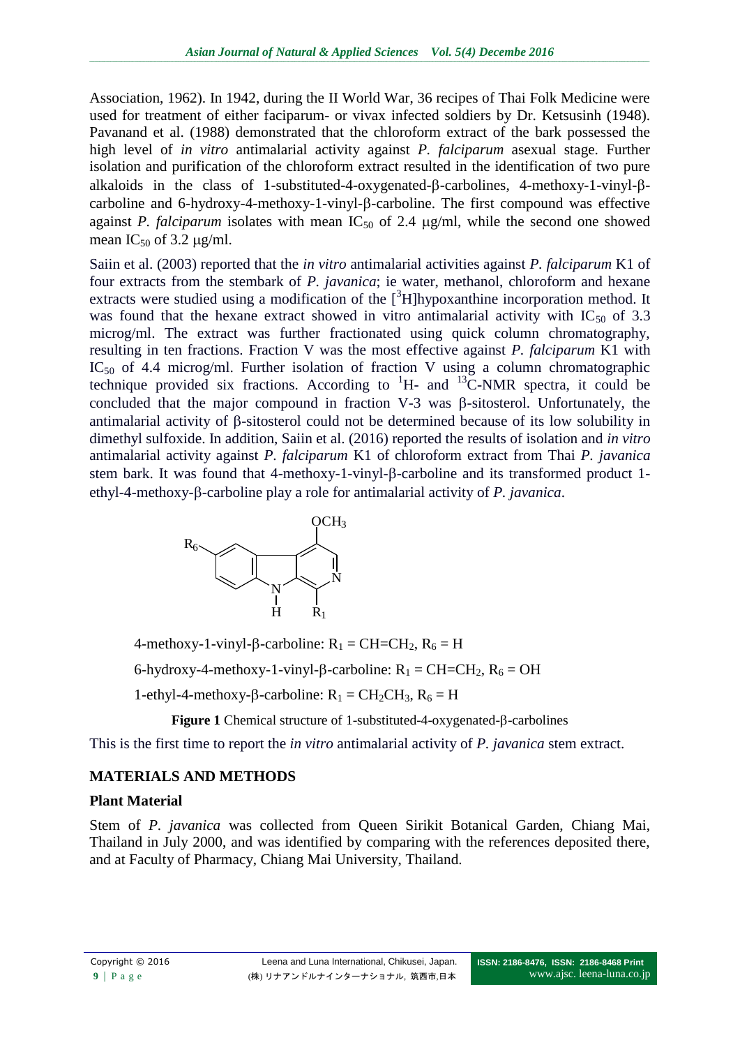Association, 1962). In 1942, during the II World War, 36 recipes of Thai Folk Medicine were used for treatment of either faciparum- or vivax infected soldiers by Dr. Ketsusinh (1948). Pavanand et al. (1988) demonstrated that the chloroform extract of the bark possessed the high level of *in vitro* antimalarial activity against *P. falciparum* asexual stage. Further isolation and purification of the chloroform extract resulted in the identification of two pure alkaloids in the class of 1-substituted-4-oxygenated-β-carbolines, 4-methoxy-1-vinyl-β-carboline and 6-hydroxy-4-methoxy-1-vinyl-β-carboline. The first compound was effective against *P. falciparum* isolates with mean $IC_{50}$ of 2.4 μg/ml, while the second one showed mean $IC_{50}$ of 3.2 μg/ml.

Saiin et al. (2003) reported that the *in vitro* antimalarial activities against *P. falciparum* K1 of four extracts from the stembark of *P. javanica*; ie water, methanol, chloroform and hexane extracts were studied using a modification of the [$^{3}$H]hypoxanthine incorporation method. It was found that the hexane extract showed in vitro antimalarial activity with $IC_{50}$ of 3.3 microg/ml. The extract was further fractionated using quick column chromatography, resulting in ten fractions. Fraction V was the most effective against *P. falciparum* K1 with $IC_{50}$ of 4.4 microg/ml. Further isolation of fraction V using a column chromatographic technique provided six fractions. According to $^{1}$H- and $^{13}$C-NMR spectra, it could be concluded that the major compound in fraction V-3 was β-sitosterol. Unfortunately, the antimalarial activity of β-sitosterol could not be determined because of its low solubility in dimethyl sulfoxide. In addition, Saiin et al. (2016) reported the results of isolation and *in vitro* antimalarial activity against *P. falciparum* K1 of chloroform extract from Thai *P. javanica* stem bark. It was found that 4-methoxy-1-vinyl-β-carboline and its transformed product 1-ethyl-4-methoxy-β-carboline play a role for antimalarial activity of *P. javanica*.

4-methoxy-1-vinyl-β-carboline: $R_1 = CH{=}CH_2$, $R_6 = H$

6-hydroxy-4-methoxy-1-vinyl-β-carboline: $R_1 = CH{=}CH_2$, $R_6 = OH$

1-ethyl-4-methoxy-β-carboline: $R_1 = CH_2CH_3$, $R_6 = H$

**Figure 1** Chemical structure of 1-substituted-4-oxygenated-β-carbolines

This is the first time to report the *in vitro* antimalarial activity of *P. javanica* stem extract.

## MATERIALS AND METHODS

### Plant Material

Stem of *P. javanica* was collected from Queen Sirikit Botanical Garden, Chiang Mai, Thailand in July 2000, and was identified by comparing with the references deposited there, and at Faculty of Pharmacy, Chiang Mai University, Thailand.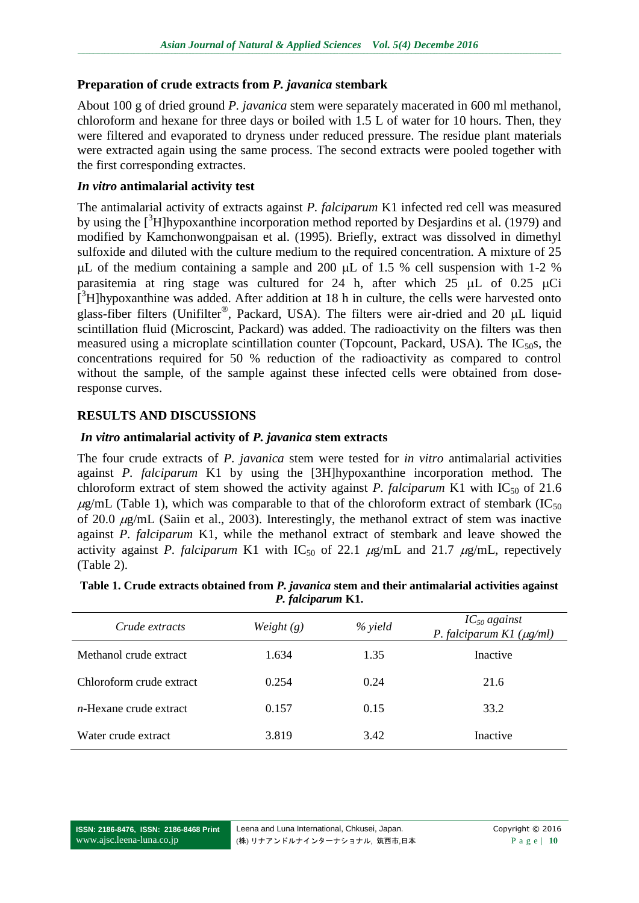### Preparation of crude extracts from *P. javanica* stembark

About 100 g of dried ground *P. javanica* stem were separately macerated in 600 ml methanol, chloroform and hexane for three days or boiled with 1.5 L of water for 10 hours. Then, they were filtered and evaporated to dryness under reduced pressure. The residue plant materials were extracted again using the same process. The second extracts were pooled together with the first corresponding extractes.

### *In vitro* antimalarial activity test

The antimalarial activity of extracts against *P. falciparum* K1 infected red cell was measured by using the [$^3$H]hypoxanthine incorporation method reported by Desjardins et al. (1979) and modified by Kamchonwongpaisan et al. (1995). Briefly, extract was dissolved in dimethyl sulfoxide and diluted with the culture medium to the required concentration. A mixture of 25 μL of the medium containing a sample and 200 μL of 1.5 % cell suspension with 1-2 % parasitemia at ring stage was cultured for 24 h, after which 25 μL of 0.25 μCi [$^3$H]hypoxanthine was added. After addition at 18 h in culture, the cells were harvested onto glass-fiber filters (Unifilter®, Packard, USA). The filters were air-dried and 20 μL liquid scintillation fluid (Microscint, Packard) was added. The radioactivity on the filters was then measured using a microplate scintillation counter (Topcount, Packard, USA). The $IC_{50}$s, the concentrations required for 50 % reduction of the radioactivity as compared to control without the sample, of the sample against these infected cells were obtained from dose-response curves.

## RESULTS AND DISCUSSIONS

### *In vitro* antimalarial activity of *P. javanica* stem extracts

The four crude extracts of *P. javanica* stem were tested for *in vitro* antimalarial activities against *P. falciparum* K1 by using the [3H]hypoxanthine incorporation method. The chloroform extract of stem showed the activity against *P. falciparum* K1 with $IC_{50}$ of 21.6 μg/mL (Table 1), which was comparable to that of the chloroform extract of stembark ($IC_{50}$ of 20.0 μg/mL (Saiin et al., 2003). Interestingly, the methanol extract of stem was inactive against *P. falciparum* K1, while the methanol extract of stembark and leave showed the activity against *P. falciparum* K1 with $IC_{50}$ of 22.1 μg/mL and 21.7 μg/mL, repectively (Table 2).

**Table 1. Crude extracts obtained from *P. javanica* stem and their antimalarial activities against *P. falciparum* K1.**

| *Crude extracts* | *Weight (g)* | *% yield* | *$IC_{50}$ against P. falciparum K1 (μg/ml)* |
|---|---|---|---|
| Methanol crude extract | 1.634 | 1.35 | Inactive |
| Chloroform crude extract | 0.254 | 0.24 | 21.6 |
| *n*-Hexane crude extract | 0.157 | 0.15 | 33.2 |
| Water crude extract | 3.819 | 3.42 | Inactive |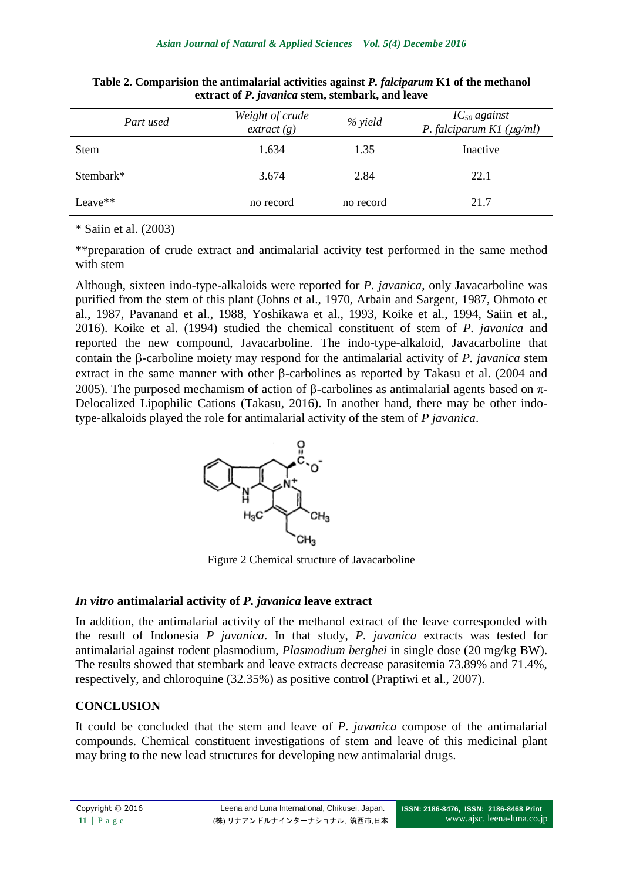**Table 2. Comparision the antimalarial activities against *P. falciparum* K1 of the methanol extract of *P. javanica* stem, stembark, and leave**

| *Part used* | *Weight of crude extract (g)* | *% yield* | *$IC_{50}$ against P. falciparum K1 (μg/ml)* |
|---|---|---|---|
| Stem | 1.634 | 1.35 | Inactive |
| Stembark* | 3.674 | 2.84 | 22.1 |
| Leave** | no record | no record | 21.7 |

* Saiin et al. (2003)

**preparation of crude extract and antimalarial activity test performed in the same method with stem

Although, sixteen indo-type-alkaloids were reported for *P. javanica*, only Javacarboline was purified from the stem of this plant (Johns et al., 1970, Arbain and Sargent, 1987, Ohmoto et al., 1987, Pavanand et al., 1988, Yoshikawa et al., 1993, Koike et al., 1994, Saiin et al., 2016). Koike et al. (1994) studied the chemical constituent of stem of *P. javanica* and reported the new compound, Javacarboline. The indo-type-alkaloid, Javacarboline that contain the β-carboline moiety may respond for the antimalarial activity of *P. javanica* stem extract in the same manner with other β-carbolines as reported by Takasu et al. (2004 and 2005). The purposed mechamism of action of β-carbolines as antimalarial agents based on π-Delocalized Lipophilic Cations (Takasu, 2016). In another hand, there may be other indo-type-alkaloids played the role for antimalarial activity of the stem of *P javanica*.

Figure 2 Chemical structure of Javacarboline

### *In vitro* antimalarial activity of *P. javanica* leave extract

In addition, the antimalarial activity of the methanol extract of the leave corresponded with the result of Indonesia *P javanica*. In that study, *P. javanica* extracts was tested for antimalarial against rodent plasmodium, *Plasmodium berghei* in single dose (20 mg/kg BW). The results showed that stembark and leave extracts decrease parasitemia 73.89% and 71.4%, respectively, and chloroquine (32.35%) as positive control (Praptiwi et al., 2007).

## CONCLUSION

It could be concluded that the stem and leave of *P. javanica* compose of the antimalarial compounds. Chemical constituent investigations of stem and leave of this medicinal plant may bring to the new lead structures for developing new antimalarial drugs.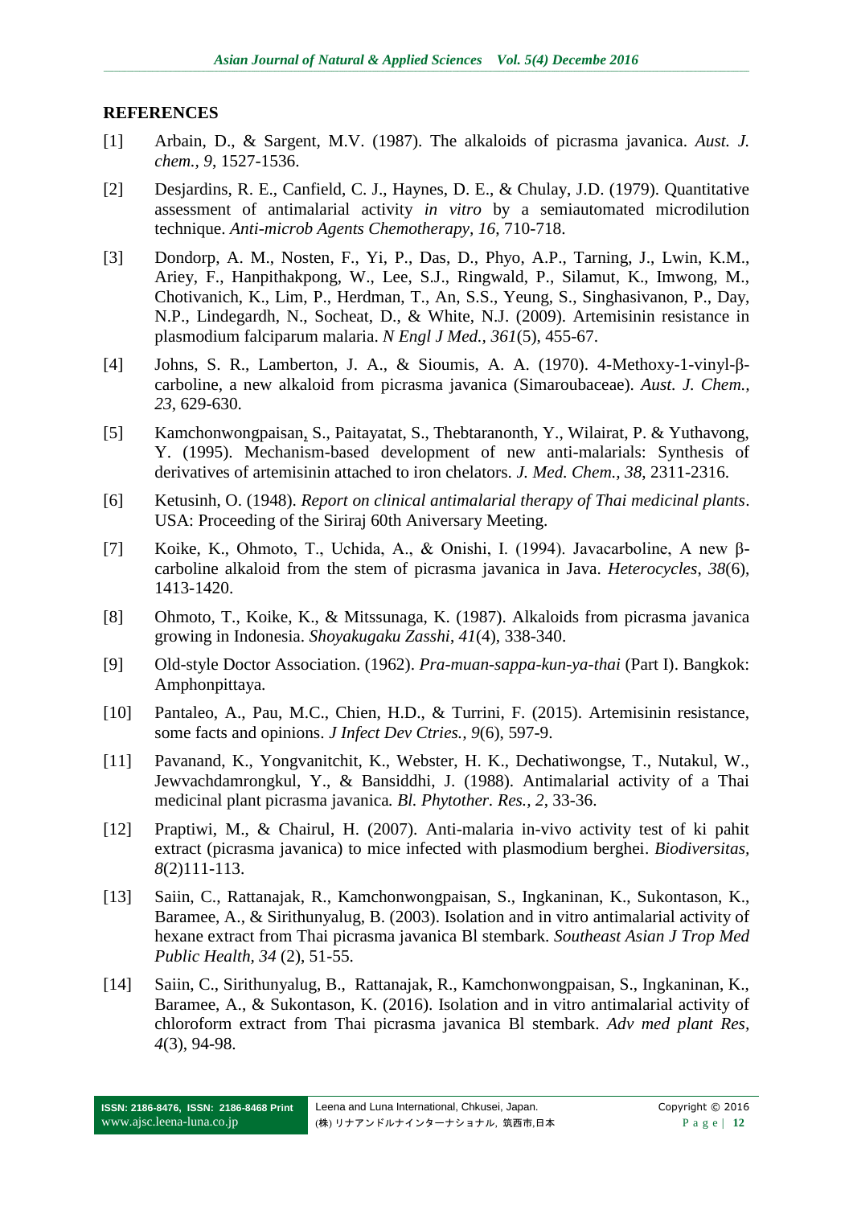## REFERENCES

[1] Arbain, D., & Sargent, M.V. (1987). The alkaloids of picrasma javanica. *Aust. J. chem., 9*, 1527-1536.

[2] Desjardins, R. E., Canfield, C. J., Haynes, D. E., & Chulay, J.D. (1979). Quantitative assessment of antimalarial activity *in vitro* by a semiautomated microdilution technique. *Anti-microb Agents Chemotherapy, 16*, 710-718.

[3] Dondorp, A. M., Nosten, F., Yi, P., Das, D., Phyo, A.P., Tarning, J., Lwin, K.M., Ariey, F., Hanpithakpong, W., Lee, S.J., Ringwald, P., Silamut, K., Imwong, M., Chotivanich, K., Lim, P., Herdman, T., An, S.S., Yeung, S., Singhasivanon, P., Day, N.P., Lindegardh, N., Socheat, D., & White, N.J. (2009). Artemisinin resistance in plasmodium falciparum malaria. *N Engl J Med., 361*(5), 455-67.

[4] Johns, S. R., Lamberton, J. A., & Sioumis, A. A. (1970). 4-Methoxy-1-vinyl-β-carboline, a new alkaloid from picrasma javanica (Simaroubaceae). *Aust. J. Chem., 23*, 629-630.

[5] Kamchonwongpaisan, S., Paitayatat, S., Thebtaranonth, Y., Wilairat, P. & Yuthavong, Y. (1995). Mechanism-based development of new anti-malarials: Synthesis of derivatives of artemisinin attached to iron chelators. *J. Med. Chem., 38*, 2311-2316.

[6] Ketusinh, O. (1948). *Report on clinical antimalarial therapy of Thai medicinal plants*. USA: Proceeding of the Siriraj 60th Aniversary Meeting.

[7] Koike, K., Ohmoto, T., Uchida, A., & Onishi, I. (1994). Javacarboline, A new β-carboline alkaloid from the stem of picrasma javanica in Java. *Heterocycles, 38*(6), 1413-1420.

[8] Ohmoto, T., Koike, K., & Mitssunaga, K. (1987). Alkaloids from picrasma javanica growing in Indonesia. *Shoyakugaku Zasshi, 41*(4), 338-340.

[9] Old-style Doctor Association. (1962). *Pra-muan-sappa-kun-ya-thai* (Part I). Bangkok: Amphonpittaya.

[10] Pantaleo, A., Pau, M.C., Chien, H.D., & Turrini, F. (2015). Artemisinin resistance, some facts and opinions. *J Infect Dev Ctries., 9*(6), 597-9.

[11] Pavanand, K., Yongvanitchit, K., Webster, H. K., Dechatiwongse, T., Nutakul, W., Jewvachdamrongkul, Y., & Bansiddhi, J. (1988). Antimalarial activity of a Thai medicinal plant picrasma javanica. *Bl. Phytother. Res., 2*, 33-36.

[12] Praptiwi, M., & Chairul, H. (2007). Anti-malaria in-vivo activity test of ki pahit extract (picrasma javanica) to mice infected with plasmodium berghei. *Biodiversitas, 8*(2)111-113.

[13] Saiin, C., Rattanajak, R., Kamchonwongpaisan, S., Ingkaninan, K., Sukontason, K., Baramee, A., & Sirithunyalug, B. (2003). Isolation and in vitro antimalarial activity of hexane extract from Thai picrasma javanica Bl stembark. *Southeast Asian J Trop Med Public Health, 34* (2), 51-55.

[14] Saiin, C., Sirithunyalug, B., Rattanajak, R., Kamchonwongpaisan, S., Ingkaninan, K., Baramee, A., & Sukontason, K. (2016). Isolation and in vitro antimalarial activity of chloroform extract from Thai picrasma javanica Bl stembark. *Adv med plant Res, 4*(3), 94-98.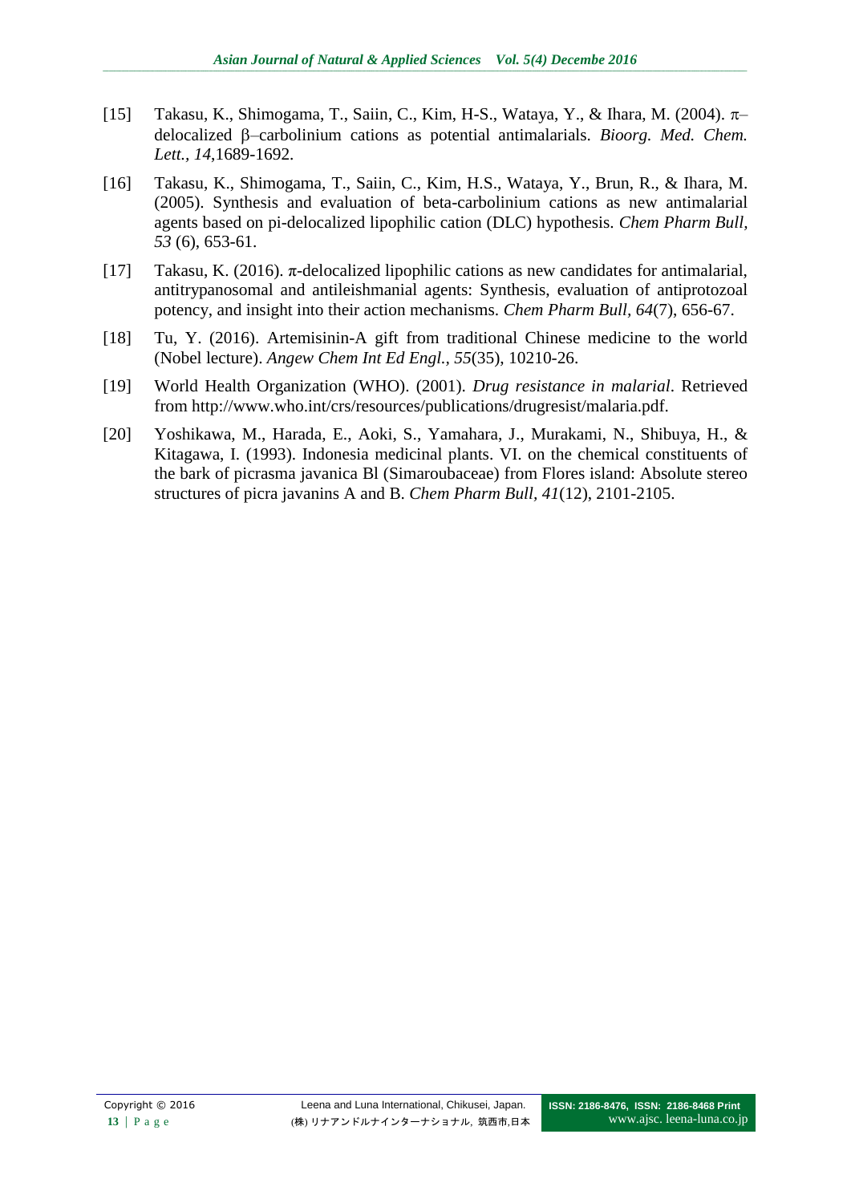[15] Takasu, K., Shimogama, T., Saiin, C., Kim, H-S., Wataya, Y., & Ihara, M. (2004). π–delocalized β–carbolinium cations as potential antimalarials. *Bioorg. Med. Chem. Lett.*, *14*,1689-1692.

[16] Takasu, K., Shimogama, T., Saiin, C., Kim, H.S., Wataya, Y., Brun, R., & Ihara, M. (2005). Synthesis and evaluation of beta-carbolinium cations as new antimalarial agents based on pi-delocalized lipophilic cation (DLC) hypothesis. *Chem Pharm Bull*, *53* (6), 653-61.

[17] Takasu, K. (2016). π-delocalized lipophilic cations as new candidates for antimalarial, antitrypanosomal and antileishmanial agents: Synthesis, evaluation of antiprotozoal potency, and insight into their action mechanisms. *Chem Pharm Bull*, *64*(7), 656-67.

[18] Tu, Y. (2016). Artemisinin-A gift from traditional Chinese medicine to the world (Nobel lecture). *Angew Chem Int Ed Engl.*, *55*(35), 10210-26.

[19] World Health Organization (WHO). (2001). *Drug resistance in malarial*. Retrieved from http://www.who.int/crs/resources/publications/drugresist/malaria.pdf.

[20] Yoshikawa, M., Harada, E., Aoki, S., Yamahara, J., Murakami, N., Shibuya, H., & Kitagawa, I. (1993). Indonesia medicinal plants. VI. on the chemical constituents of the bark of picrasma javanica Bl (Simaroubaceae) from Flores island: Absolute stereo structures of picra javanins A and B. *Chem Pharm Bull*, *41*(12), 2101-2105.